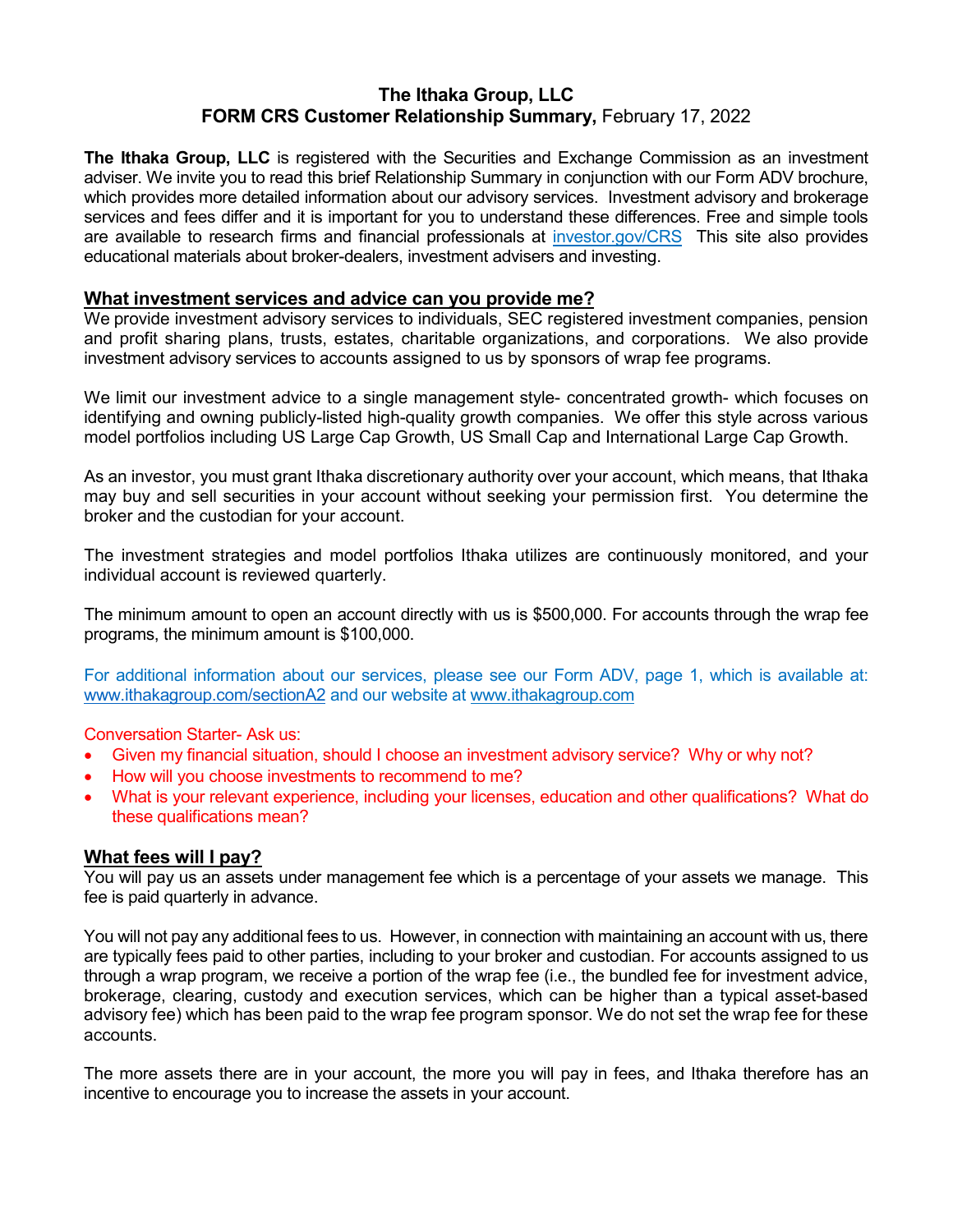# The Ithaka Group, LLC
## FORM CRS Customer Relationship Summary, February 17, 2022

**The Ithaka Group, LLC** is registered with the Securities and Exchange Commission as an investment adviser. We invite you to read this brief Relationship Summary in conjunction with our Form ADV brochure, which provides more detailed information about our advisory services. Investment advisory and brokerage services and fees differ and it is important for you to understand these differences. Free and simple tools are available to research firms and financial professionals at investor.gov/CRS This site also provides educational materials about broker-dealers, investment advisers and investing.

## What investment services and advice can you provide me?

We provide investment advisory services to individuals, SEC registered investment companies, pension and profit sharing plans, trusts, estates, charitable organizations, and corporations. We also provide investment advisory services to accounts assigned to us by sponsors of wrap fee programs.

We limit our investment advice to a single management style- concentrated growth- which focuses on identifying and owning publicly-listed high-quality growth companies. We offer this style across various model portfolios including US Large Cap Growth, US Small Cap and International Large Cap Growth.

As an investor, you must grant Ithaka discretionary authority over your account, which means, that Ithaka may buy and sell securities in your account without seeking your permission first. You determine the broker and the custodian for your account.

The investment strategies and model portfolios Ithaka utilizes are continuously monitored, and your individual account is reviewed quarterly.

The minimum amount to open an account directly with us is $500,000. For accounts through the wrap fee programs, the minimum amount is $100,000.

For additional information about our services, please see our Form ADV, page 1, which is available at: www.ithakagroup.com/sectionA2 and our website at www.ithakagroup.com

Conversation Starter- Ask us:

- Given my financial situation, should I choose an investment advisory service? Why or why not?
- How will you choose investments to recommend to me?
- What is your relevant experience, including your licenses, education and other qualifications? What do these qualifications mean?

## What fees will I pay?

You will pay us an assets under management fee which is a percentage of your assets we manage. This fee is paid quarterly in advance.

You will not pay any additional fees to us. However, in connection with maintaining an account with us, there are typically fees paid to other parties, including to your broker and custodian. For accounts assigned to us through a wrap program, we receive a portion of the wrap fee (i.e., the bundled fee for investment advice, brokerage, clearing, custody and execution services, which can be higher than a typical asset-based advisory fee) which has been paid to the wrap fee program sponsor. We do not set the wrap fee for these accounts.

The more assets there are in your account, the more you will pay in fees, and Ithaka therefore has an incentive to encourage you to increase the assets in your account.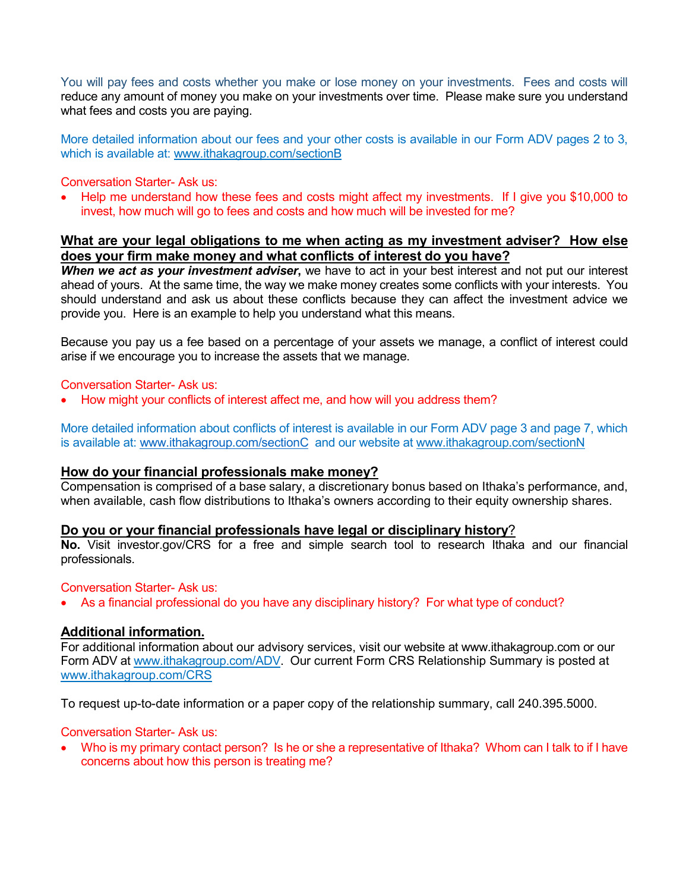You will pay fees and costs whether you make or lose money on your investments. Fees and costs will reduce any amount of money you make on your investments over time. Please make sure you understand what fees and costs you are paying.

More detailed information about our fees and your other costs is available in our Form ADV pages 2 to 3, which is available at: [www.ithakagroup.com/sectionB](www.ithakagroup.com/sectionB)

Conversation Starter- Ask us:

- Help me understand how these fees and costs might affect my investments. If I give you $10,000 to invest, how much will go to fees and costs and how much will be invested for me?

## What are your legal obligations to me when acting as my investment adviser? How else does your firm make money and what conflicts of interest do you have?

***When we act as your investment adviser*,** we have to act in your best interest and not put our interest ahead of yours. At the same time, the way we make money creates some conflicts with your interests. You should understand and ask us about these conflicts because they can affect the investment advice we provide you. Here is an example to help you understand what this means.

Because you pay us a fee based on a percentage of your assets we manage, a conflict of interest could arise if we encourage you to increase the assets that we manage.

Conversation Starter- Ask us:

- How might your conflicts of interest affect me, and how will you address them?

More detailed information about conflicts of interest is available in our Form ADV page 3 and page 7, which is available at: [www.ithakagroup.com/sectionC](www.ithakagroup.com/sectionC) and our website at [www.ithakagroup.com/sectionN](www.ithakagroup.com/sectionN)

## How do your financial professionals make money?

Compensation is comprised of a base salary, a discretionary bonus based on Ithaka's performance, and, when available, cash flow distributions to Ithaka's owners according to their equity ownership shares.

## Do you or your financial professionals have legal or disciplinary history?

**No.** Visit investor.gov/CRS for a free and simple search tool to research Ithaka and our financial professionals.

Conversation Starter- Ask us:

- As a financial professional do you have any disciplinary history? For what type of conduct?

## Additional information.

For additional information about our advisory services, visit our website at www.ithakagroup.com or our Form ADV at [www.ithakagroup.com/ADV](www.ithakagroup.com/ADV). Our current Form CRS Relationship Summary is posted at [www.ithakagroup.com/CRS](www.ithakagroup.com/CRS)

To request up-to-date information or a paper copy of the relationship summary, call 240.395.5000.

Conversation Starter- Ask us:

- Who is my primary contact person? Is he or she a representative of Ithaka? Whom can I talk to if I have concerns about how this person is treating me?